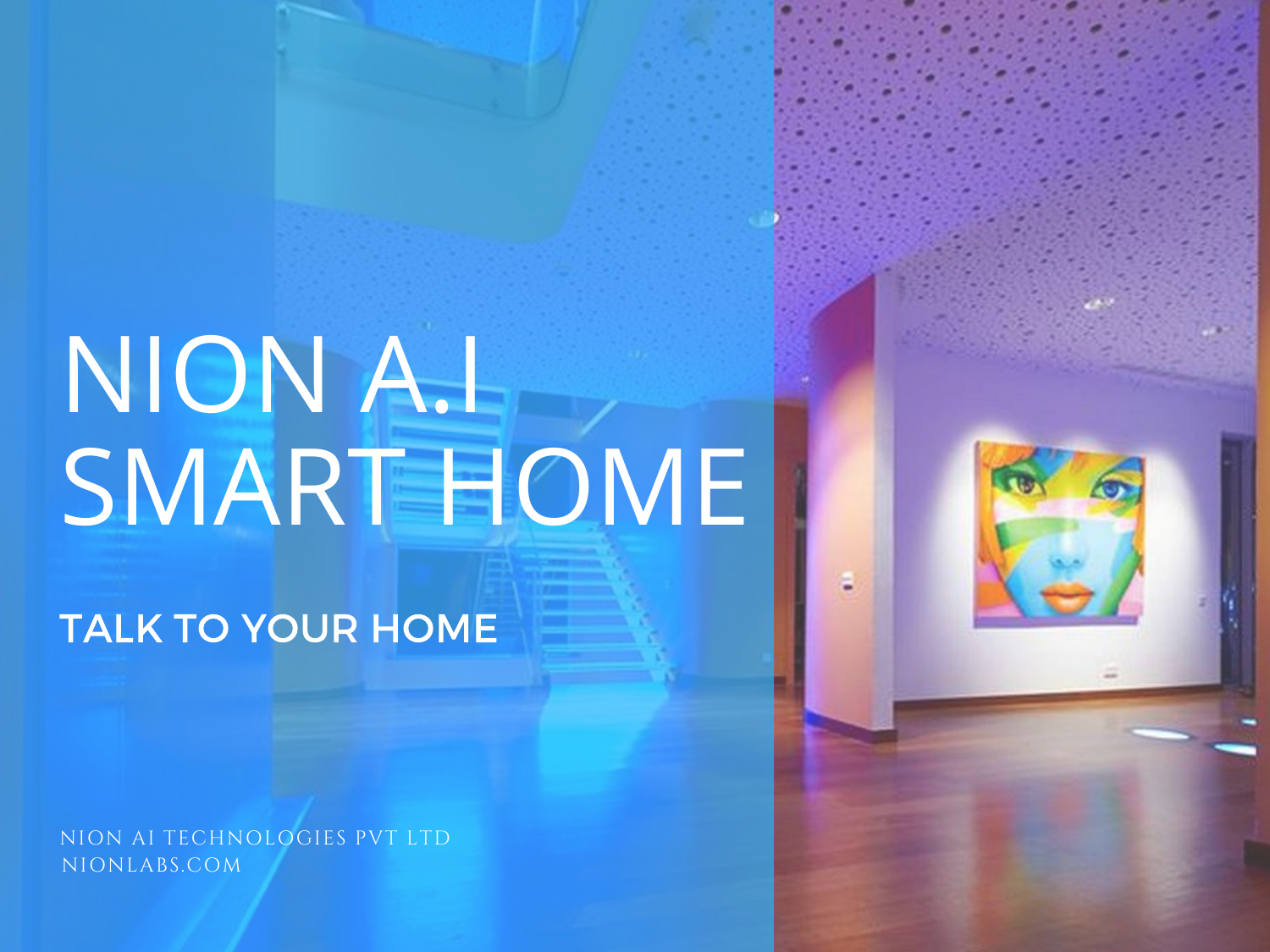# NION A.I SMART HOME

## TALK TO YOUR HOME

NION AI TECHNOLOGIES PVT LTD
NIONLABS.COM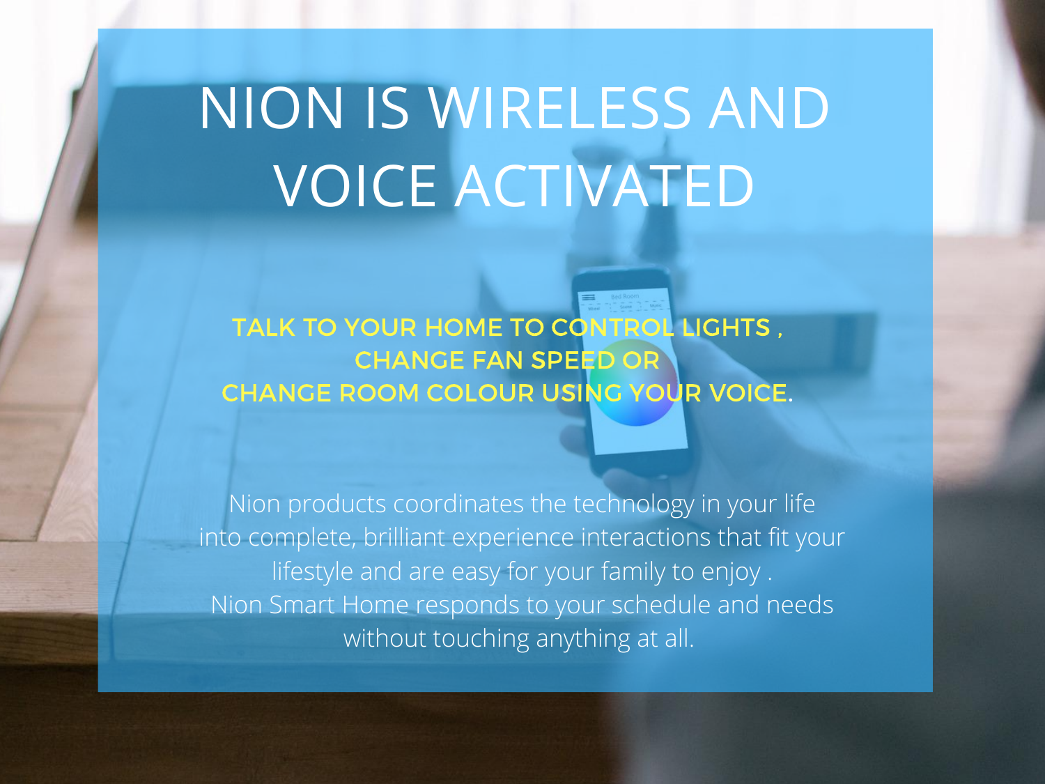# NION IS WIRELESS AND VOICE ACTIVATED

**TALK TO YOUR HOME TO CONTROL LIGHTS , CHANGE FAN SPEED OR CHANGE ROOM COLOUR USING YOUR VOICE.**

Nion products coordinates the technology in your life into complete, brilliant experience interactions that fit your lifestyle and are easy for your family to enjoy .
Nion Smart Home responds to your schedule and needs without touching anything at all.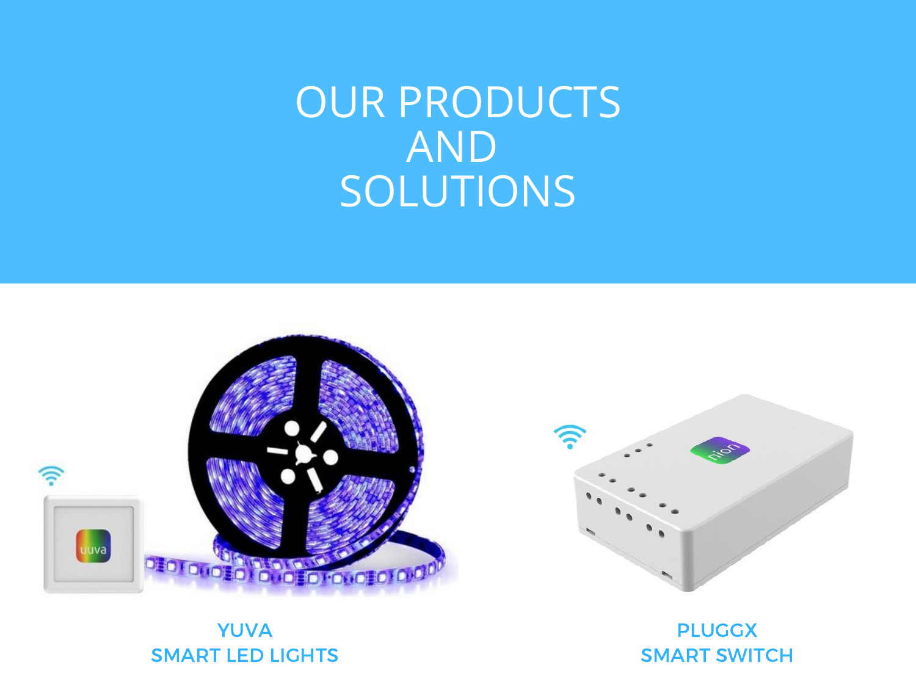# OUR PRODUCTS AND SOLUTIONS

YUVA
SMART LED LIGHTS

PLUGGX
SMART SWITCH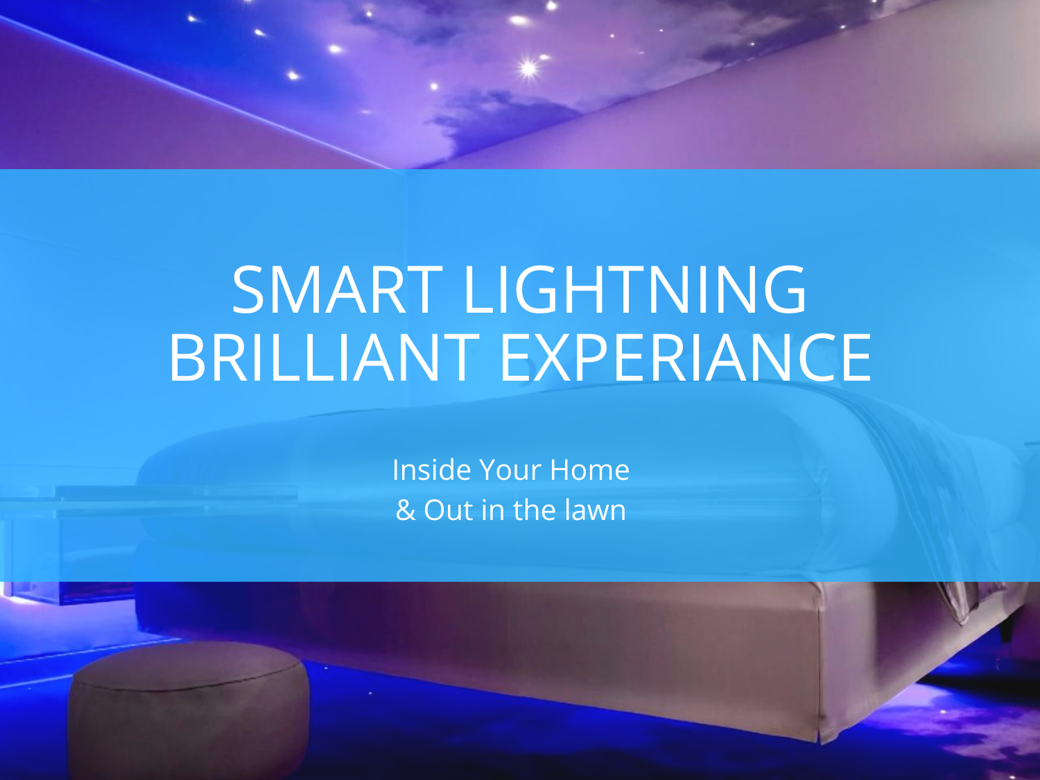# SMART LIGHTNING BRILLIANT EXPERIANCE

Inside Your Home
& Out in the lawn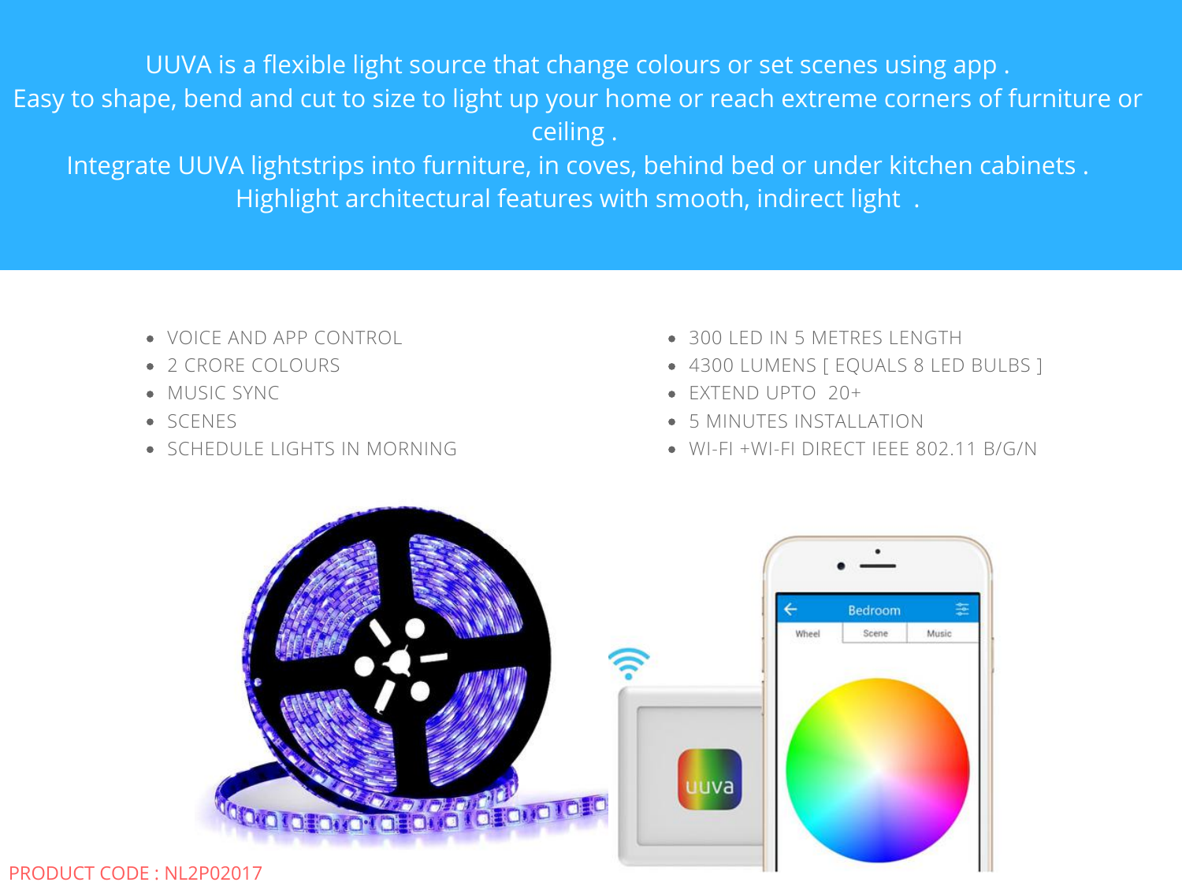UUVA is a flexible light source that change colours or set scenes using app .
Easy to shape, bend and cut to size to light up your home or reach extreme corners of furniture or ceiling .
Integrate UUVA lightstrips into furniture, in coves, behind bed or under kitchen cabinets .
Highlight architectural features with smooth, indirect light .

- VOICE AND APP CONTROL
- 2 CRORE COLOURS
- MUSIC SYNC
- SCENES
- SCHEDULE LIGHTS IN MORNING
- 300 LED IN 5 METRES LENGTH
- 4300 LUMENS [ EQUALS 8 LED BULBS ]
- EXTEND UPTO 20+
- 5 MINUTES INSTALLATION
- WI-FI +WI-FI DIRECT IEEE 802.11 B/G/N

PRODUCT CODE : NL2P02017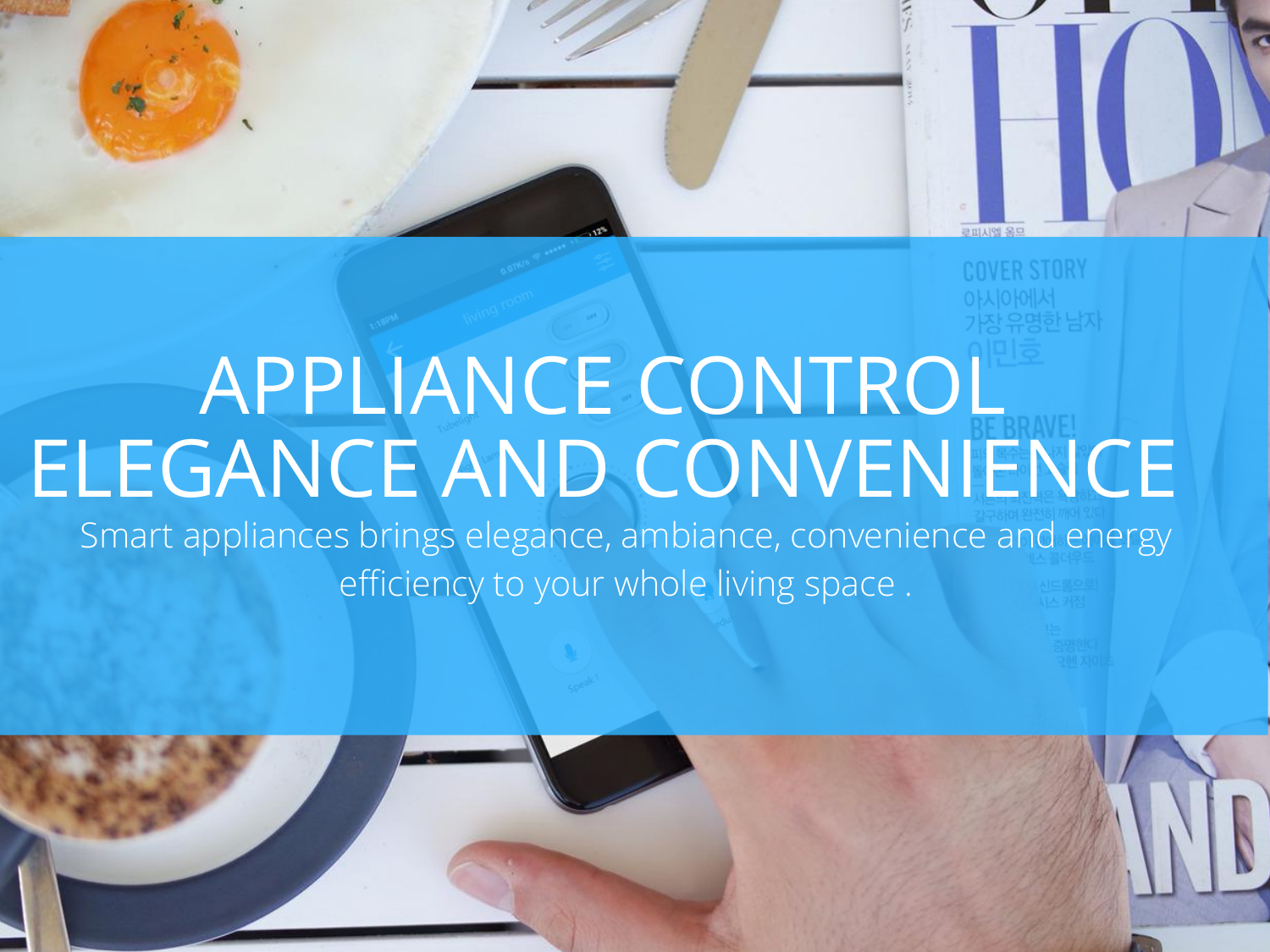# APPLIANCE CONTROL ELEGANCE AND CONVENIENCE

Smart appliances brings elegance, ambiance, convenience and energy efficiency to your whole living space .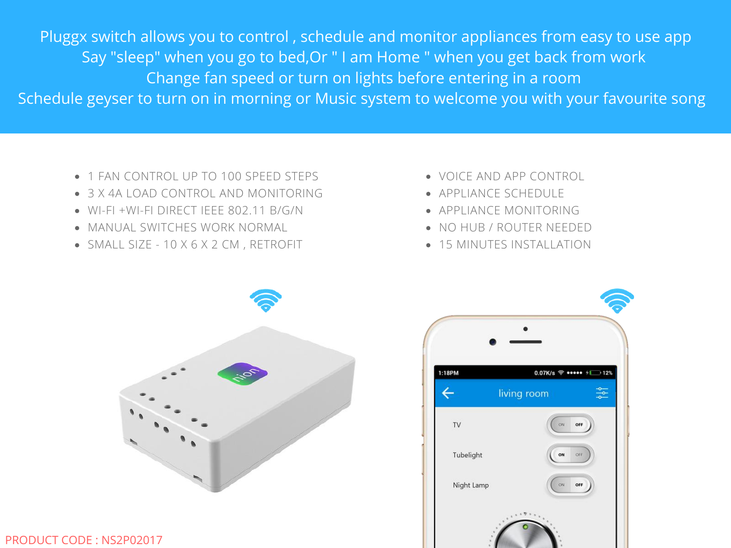Pluggx switch allows you to control , schedule and monitor appliances from easy to use app
Say "sleep" when you go to bed,Or " I am Home " when you get back from work
Change fan speed or turn on lights before entering in a room
Schedule geyser to turn on in morning or Music system to welcome you with your favourite song

- 1 FAN CONTROL UP TO 100 SPEED STEPS
- 3 X 4A LOAD CONTROL AND MONITORING
- WI-FI +WI-FI DIRECT IEEE 802.11 B/G/N
- MANUAL SWITCHES WORK NORMAL
- SMALL SIZE - 10 X 6 X 2 CM , RETROFIT

- VOICE AND APP CONTROL
- APPLIANCE SCHEDULE
- APPLIANCE MONITORING
- NO HUB / ROUTER NEEDED
- 15 MINUTES INSTALLATION

PRODUCT CODE : NS2P02017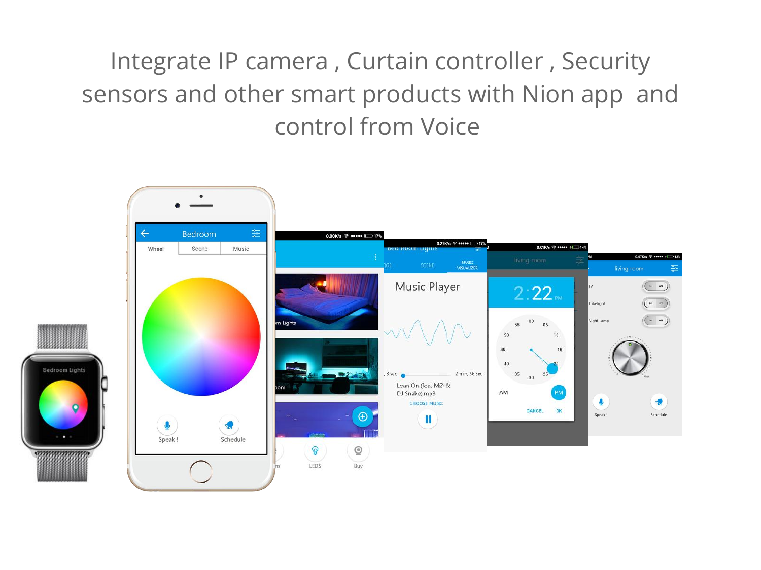# Integrate IP camera , Curtain controller , Security sensors and other smart products with Nion app and control from Voice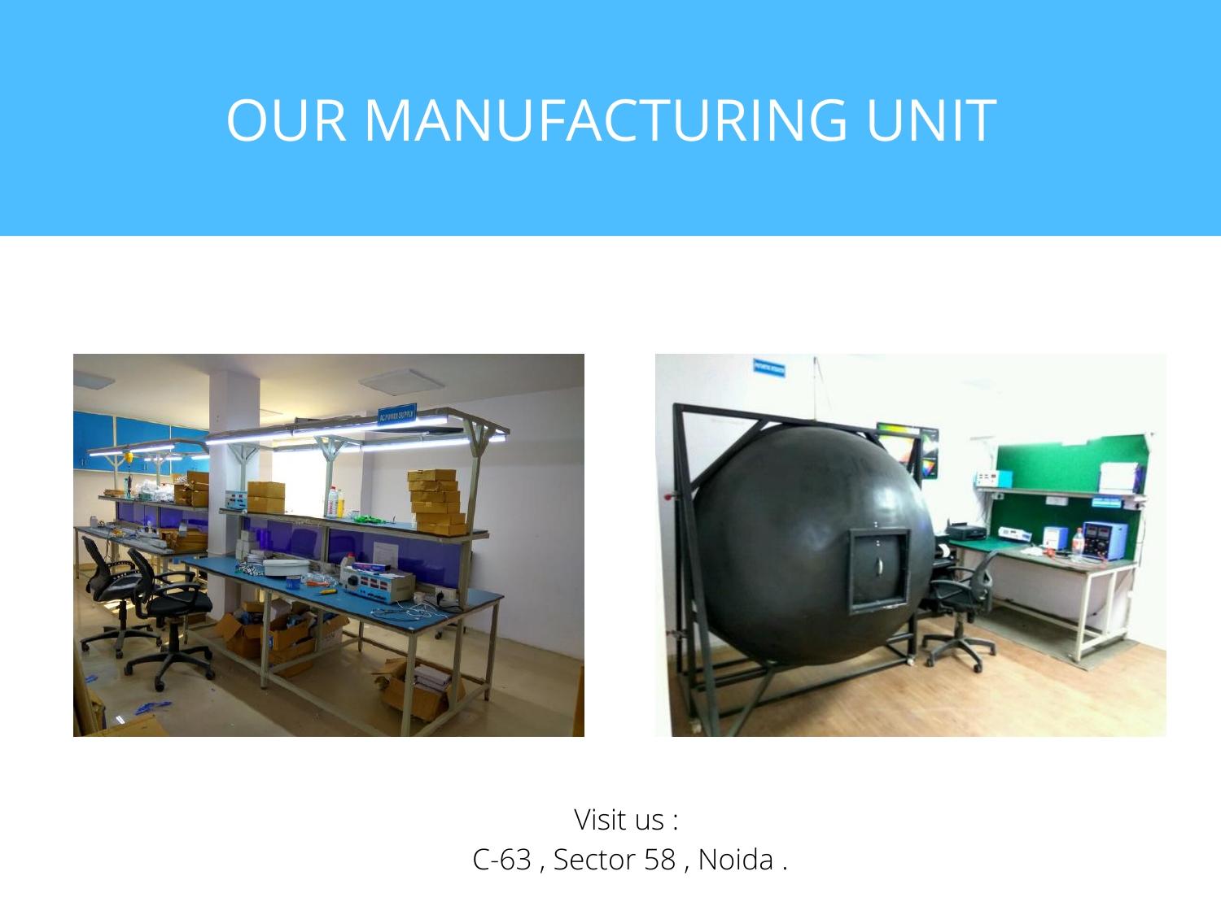# OUR MANUFACTURING UNIT

Visit us :
C-63 , Sector 58 , Noida .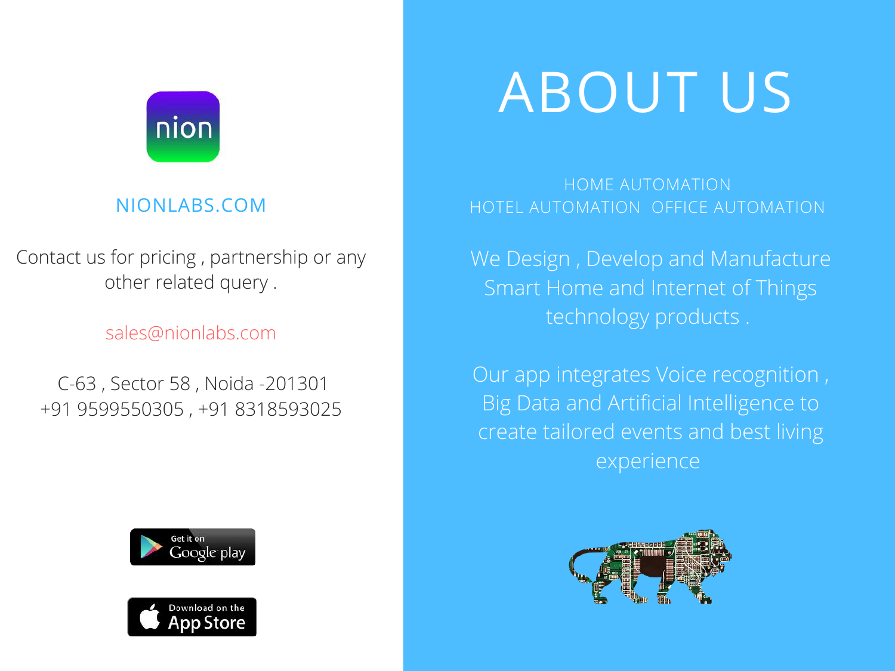nion

NIONLABS.COM

Contact us for pricing , partnership or any other related query .

sales@nionlabs.com

C-63 , Sector 58 , Noida -201301
+91 9599550305 , +91 8318593025

Get it on Google play

Download on the App Store

# ABOUT US

HOME AUTOMATION
HOTEL AUTOMATION OFFICE AUTOMATION

We Design , Develop and Manufacture Smart Home and Internet of Things technology products .

Our app integrates Voice recognition , Big Data and Artificial Intelligence to create tailored events and best living experience